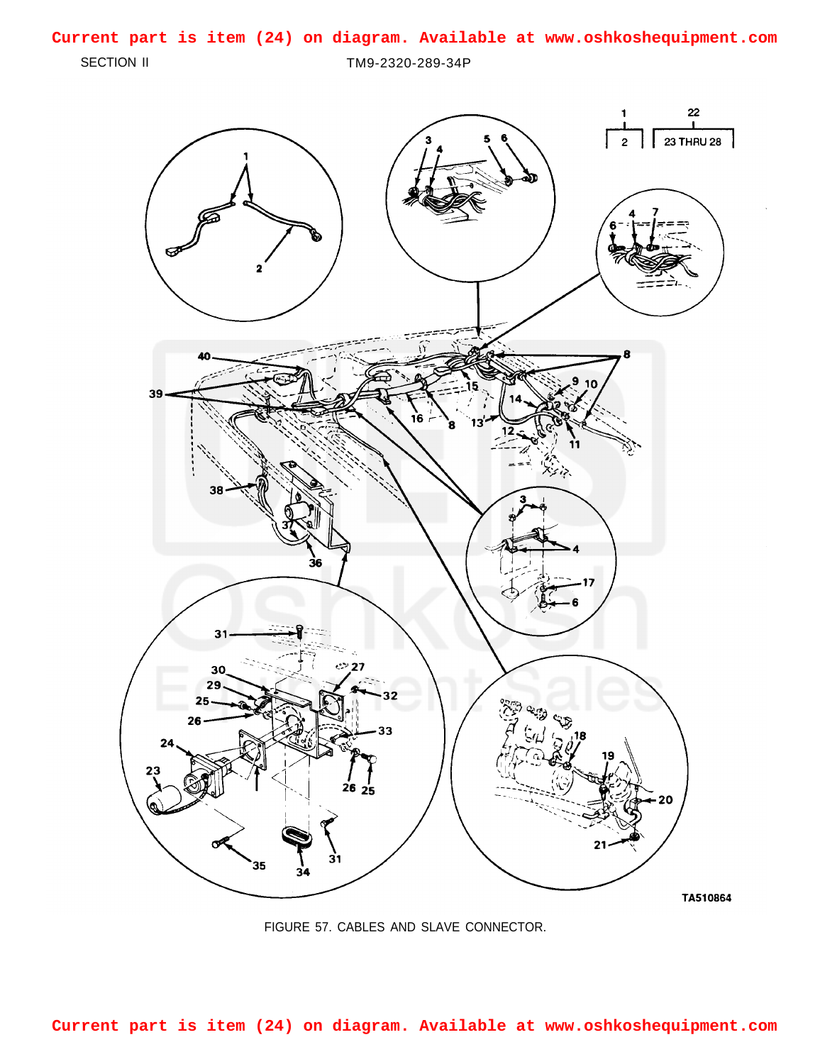Current part is item (24) on diagram. Available at www.oshkoshequipment.com

SECTION II

FIGURE 57. CABLES AND SLAVE CONNECTOR.

Current part is item (24) on diagram. Available at www.oshkoshequipment.com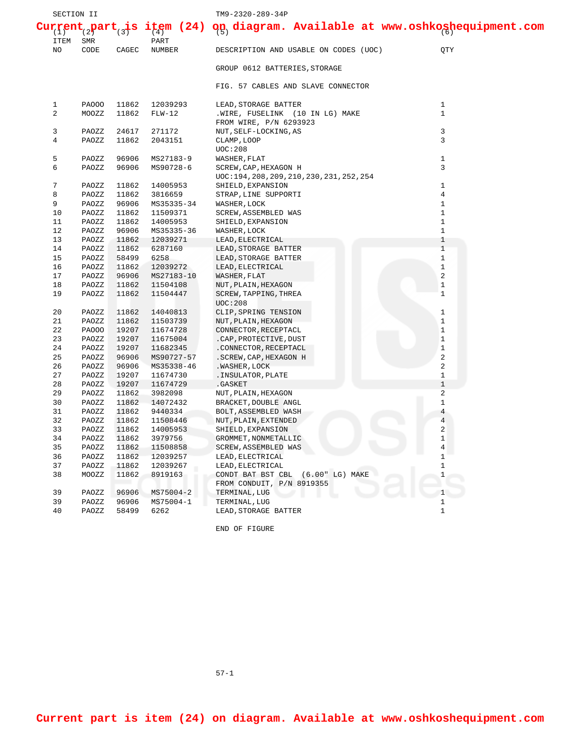Current part is item (24) on diagram. Available at www.oshkoshequipment.com

| (1) ITEM NO | (2) SMR CODE | (3) CAGEC | (4) PART NUMBER | (5) DESCRIPTION AND USABLE ON CODES (UOC) | (6) QTY |
|---|---|---|---|---|---|
| | | | | GROUP 0612 BATTERIES,STORAGE | |
| | | | | FIG. 57 CABLES AND SLAVE CONNECTOR | |
| 1 | PAOOO | 11862 | 12039293 | LEAD,STORAGE BATTER | 1 |
| 2 | MOOZZ | 11862 | FLW-12 | .WIRE, FUSELINK (10 IN LG) MAKE FROM WIRE, P/N 6293923 | 1 |
| 3 | PAOZZ | 24617 | 271172 | NUT,SELF-LOCKING,AS | 3 |
| 4 | PAOZZ | 11862 | 2043151 | CLAMP,LOOP UOC:208 | 3 |
| 5 | PAOZZ | 96906 | MS27183-9 | WASHER,FLAT | 1 |
| 6 | PAOZZ | 96906 | MS90728-6 | SCREW,CAP,HEXAGON H UOC:194,208,209,210,230,231,252,254 | 3 |
| 7 | PAOZZ | 11862 | 14005953 | SHIELD,EXPANSION | 1 |
| 8 | PAOZZ | 11862 | 3816659 | STRAP,LINE SUPPORTI | 4 |
| 9 | PAOZZ | 96906 | MS35335-34 | WASHER,LOCK | 1 |
| 10 | PAOZZ | 11862 | 11509371 | SCREW,ASSEMBLED WAS | 1 |
| 11 | PAOZZ | 11862 | 14005953 | SHIELD,EXPANSION | 1 |
| 12 | PAOZZ | 96906 | MS35335-36 | WASHER,LOCK | 1 |
| 13 | PAOZZ | 11862 | 12039271 | LEAD,ELECTRICAL | 1 |
| 14 | PAOZZ | 11862 | 6287160 | LEAD,STORAGE BATTER | 1 |
| 15 | PAOZZ | 58499 | 6258 | LEAD,STORAGE BATTER | 1 |
| 16 | PAOZZ | 11862 | 12039272 | LEAD,ELECTRICAL | 1 |
| 17 | PAOZZ | 96906 | MS27183-10 | WASHER,FLAT | 2 |
| 18 | PAOZZ | 11862 | 11504108 | NUT,PLAIN,HEXAGON | 1 |
| 19 | PAOZZ | 11862 | 11504447 | SCREW,TAPPING,THREA UOC:208 | 1 |
| 20 | PAOZZ | 11862 | 14040813 | CLIP,SPRING TENSION | 1 |
| 21 | PAOZZ | 11862 | 11503739 | NUT,PLAIN,HEXAGON | 1 |
| 22 | PAOOO | 19207 | 11674728 | CONNECTOR,RECEPTACL | 1 |
| 23 | PAOZZ | 19207 | 11675004 | .CAP,PROTECTIVE,DUST | 1 |
| 24 | PAOZZ | 19207 | 11682345 | .CONNECTOR,RECEPTACL | 1 |
| 25 | PAOZZ | 96906 | MS90727-57 | .SCREW,CAP,HEXAGON H | 2 |
| 26 | PAOZZ | 96906 | MS35338-46 | .WASHER,LOCK | 2 |
| 27 | PAOZZ | 19207 | 11674730 | .INSULATOR,PLATE | 1 |
| 28 | PAOZZ | 19207 | 11674729 | .GASKET | 1 |
| 29 | PAOZZ | 11862 | 3982098 | NUT,PLAIN,HEXAGON | 2 |
| 30 | PAOZZ | 11862 | 14072432 | BRACKET,DOUBLE ANGL | 1 |
| 31 | PAOZZ | 11862 | 9440334 | BOLT,ASSEMBLED WASH | 4 |
| 32 | PAOZZ | 11862 | 11508446 | NUT,PLAIN,EXTENDED | 4 |
| 33 | PAOZZ | 11862 | 14005953 | SHIELD,EXPANSION | 2 |
| 34 | PAOZZ | 11862 | 3979756 | GROMMET,NONMETALLIC | 1 |
| 35 | PAOZZ | 11862 | 11508858 | SCREW,ASSEMBLED WAS | 4 |
| 36 | PAOZZ | 11862 | 12039257 | LEAD,ELECTRICAL | 1 |
| 37 | PAOZZ | 11862 | 12039267 | LEAD,ELECTRICAL | 1 |
| 38 | MOOZZ | 11862 | 8919163 | CONDT BAT BST CBL (6.00" LG) MAKE FROM CONDUIT, P/N 8919355 | 1 |
| 39 | PAOZZ | 96906 | MS75004-2 | TERMINAL,LUG | 1 |
| 39 | PAOZZ | 96906 | MS75004-1 | TERMINAL,LUG | 1 |
| 40 | PAOZZ | 58499 | 6262 | LEAD,STORAGE BATTER | 1 |

END OF FIGURE

Current part is item (24) on diagram. Available at www.oshkoshequipment.com